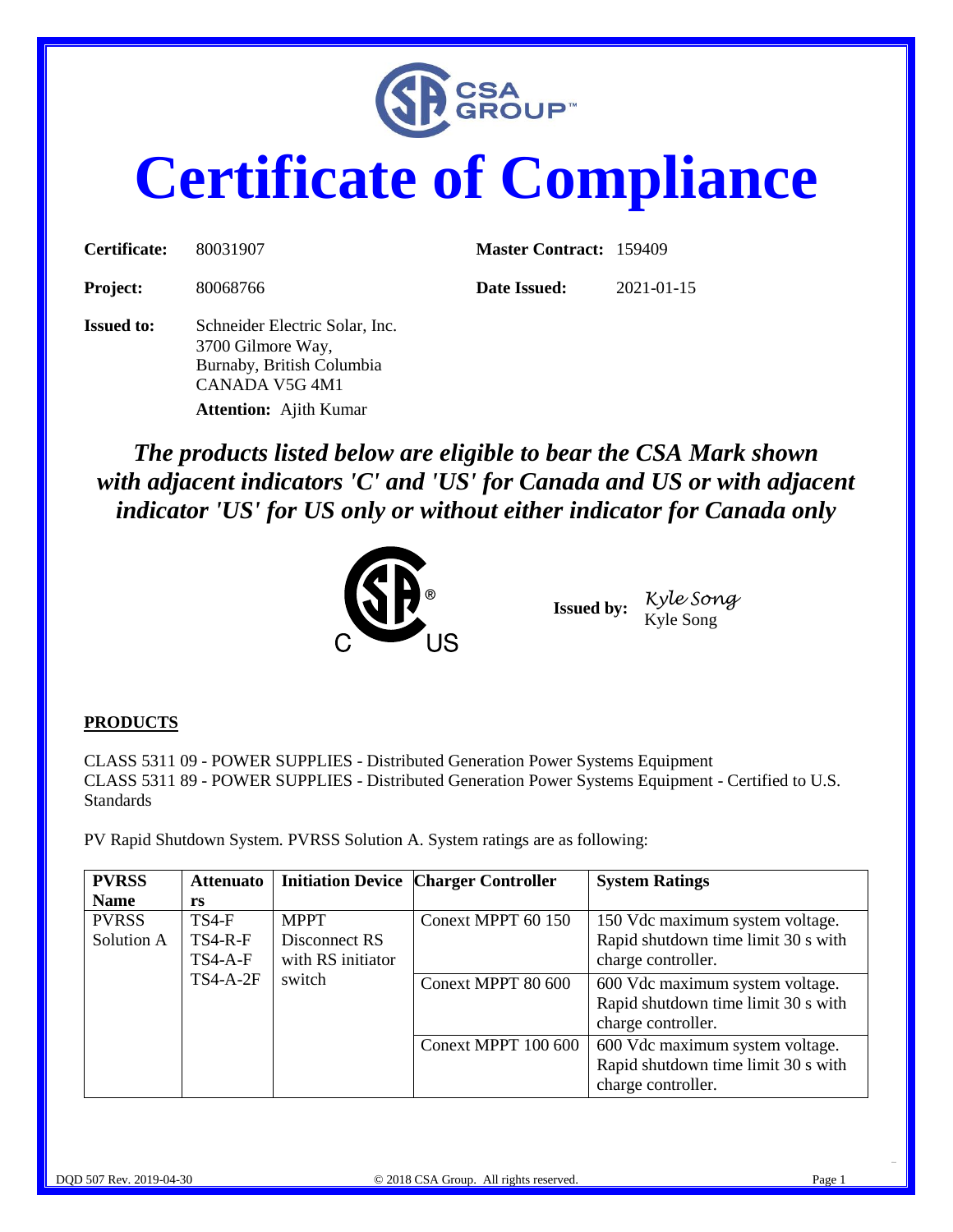# Certificate of Compliance

| | | | |
|---|---|---|---|
| **Certificate:** | 80031907 | **Master Contract:** | 159409 |
| **Project:** | 80068766 | **Date Issued:** | 2021-01-15 |

**Issued to:** Schneider Electric Solar, Inc.
3700 Gilmore Way,
Burnaby, British Columbia
CANADA V5G 4M1
**Attention:** Ajith Kumar

***The products listed below are eligible to bear the CSA Mark shown with adjacent indicators 'C' and 'US' for Canada and US or with adjacent indicator 'US' for US only or without either indicator for Canada only***

**Issued by:** *Kyle Song*
Kyle Song

## PRODUCTS

CLASS 5311 09 - POWER SUPPLIES - Distributed Generation Power Systems Equipment
CLASS 5311 89 - POWER SUPPLIES - Distributed Generation Power Systems Equipment - Certified to U.S. Standards

PV Rapid Shutdown System. PVRSS Solution A. System ratings are as following:

| PVRSS Name | Attenuators | Initiation Device | Charger Controller | System Ratings |
|---|---|---|---|---|
| PVRSS Solution A | TS4-F TS4-R-F TS4-A-F TS4-A-2F | MPPT Disconnect RS with RS initiator switch | Conext MPPT 60 150 | 150 Vdc maximum system voltage. Rapid shutdown time limit 30 s with charge controller. |
| | | | Conext MPPT 80 600 | 600 Vdc maximum system voltage. Rapid shutdown time limit 30 s with charge controller. |
| | | | Conext MPPT 100 600 | 600 Vdc maximum system voltage. Rapid shutdown time limit 30 s with charge controller. |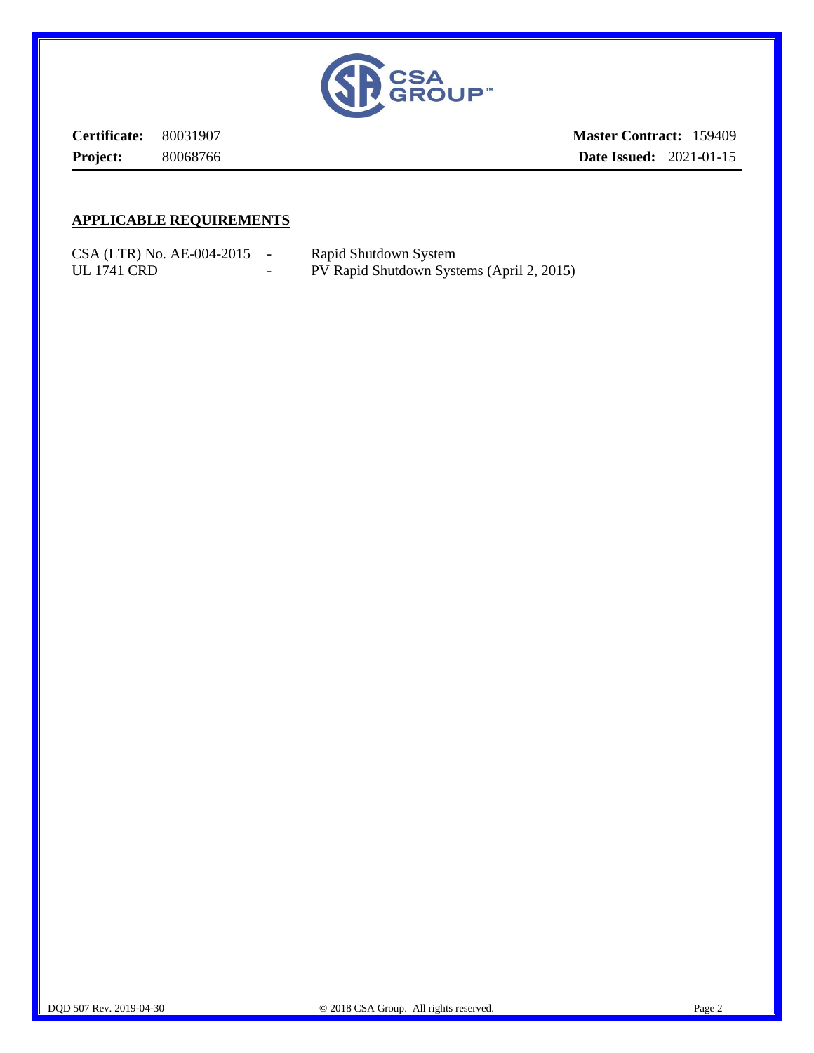| | | | |
|---|---|---|---|
| **Certificate:** | 80031907 | **Master Contract:** | 159409 |
| **Project:** | 80068766 | **Date Issued:** | 2021-01-15 |

## APPLICABLE REQUIREMENTS

| | | |
|---|---|---|
| CSA (LTR) No. AE-004-2015 | - | Rapid Shutdown System |
| UL 1741 CRD | - | PV Rapid Shutdown Systems (April 2, 2015) |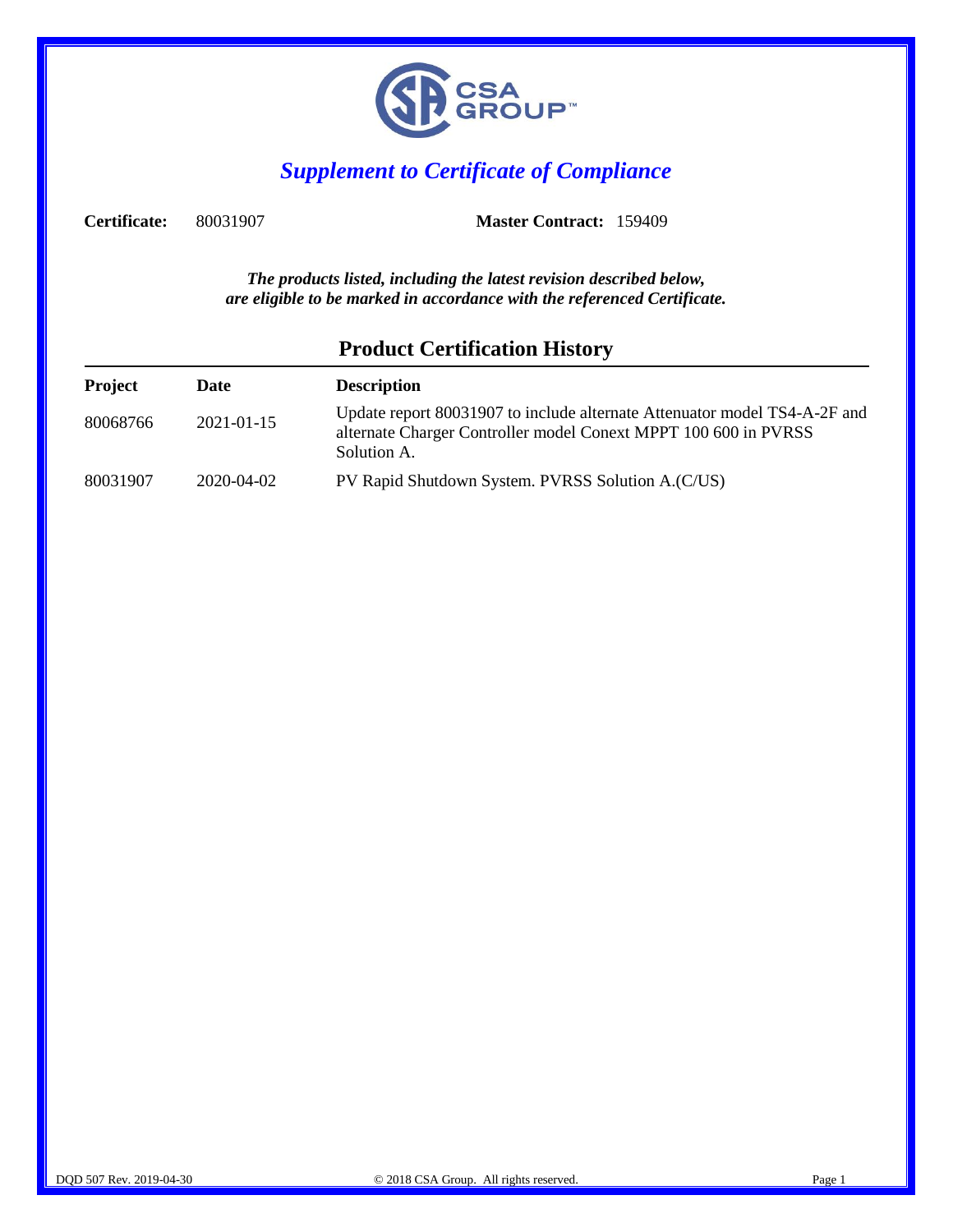CSA GROUP™

## *Supplement to Certificate of Compliance*

**Certificate:** 80031907 **Master Contract:** 159409

***The products listed, including the latest revision described below, are eligible to be marked in accordance with the referenced Certificate.***

## Product Certification History

| Project | Date | Description |
|---|---|---|
| 80068766 | 2021-01-15 | Update report 80031907 to include alternate Attenuator model TS4-A-2F and alternate Charger Controller model Conext MPPT 100 600 in PVRSS Solution A. |
| 80031907 | 2020-04-02 | PV Rapid Shutdown System. PVRSS Solution A.(C/US) |